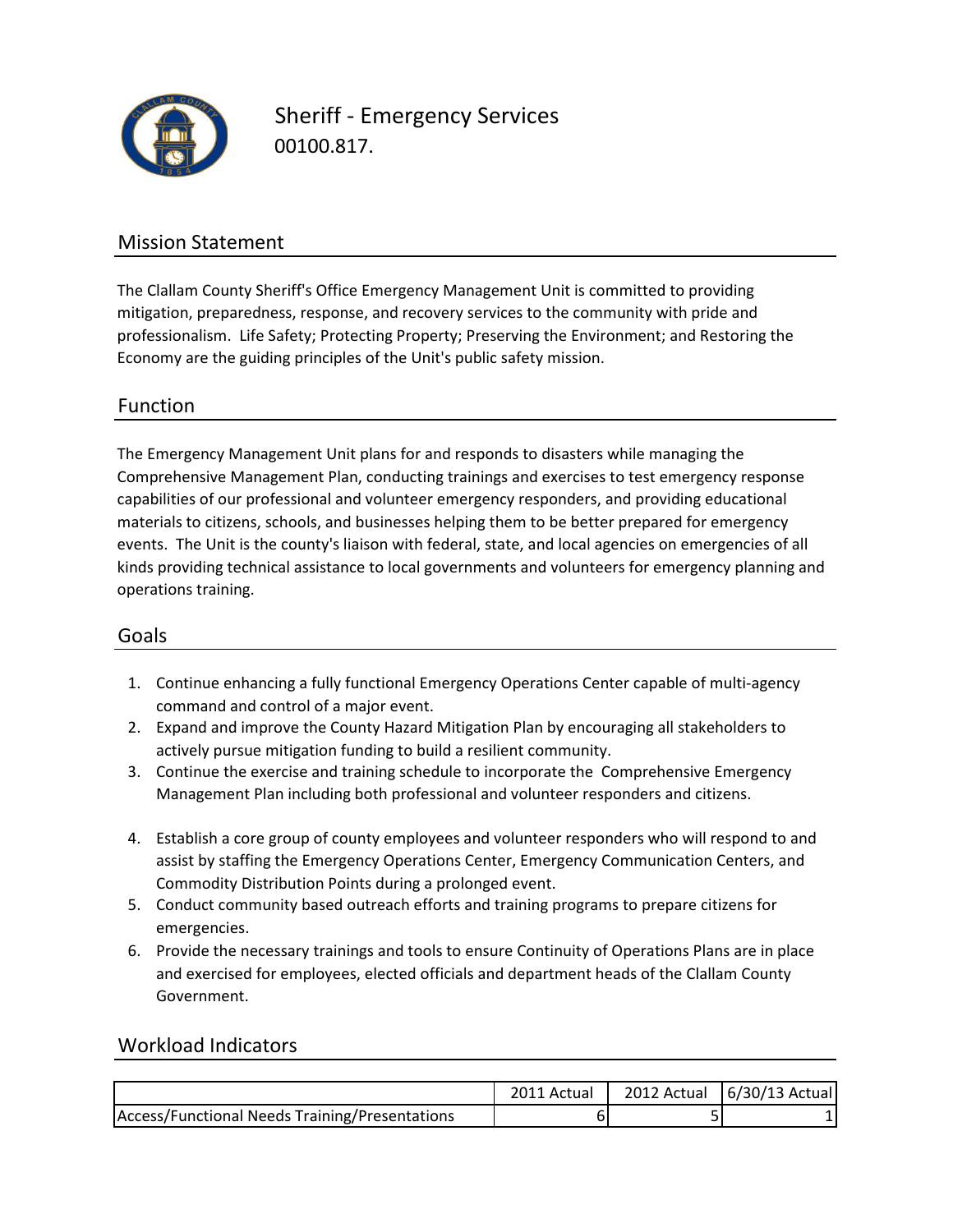# Sheriff - Emergency Services

00100.817.

## Mission Statement

The Clallam County Sheriff's Office Emergency Management Unit is committed to providing mitigation, preparedness, response, and recovery services to the community with pride and professionalism. Life Safety; Protecting Property; Preserving the Environment; and Restoring the Economy are the guiding principles of the Unit's public safety mission.

## Function

The Emergency Management Unit plans for and responds to disasters while managing the Comprehensive Management Plan, conducting trainings and exercises to test emergency response capabilities of our professional and volunteer emergency responders, and providing educational materials to citizens, schools, and businesses helping them to be better prepared for emergency events. The Unit is the county's liaison with federal, state, and local agencies on emergencies of all kinds providing technical assistance to local governments and volunteers for emergency planning and operations training.

## Goals

1. Continue enhancing a fully functional Emergency Operations Center capable of multi-agency command and control of a major event.
2. Expand and improve the County Hazard Mitigation Plan by encouraging all stakeholders to actively pursue mitigation funding to build a resilient community.
3. Continue the exercise and training schedule to incorporate the Comprehensive Emergency Management Plan including both professional and volunteer responders and citizens.
4. Establish a core group of county employees and volunteer responders who will respond to and assist by staffing the Emergency Operations Center, Emergency Communication Centers, and Commodity Distribution Points during a prolonged event.
5. Conduct community based outreach efforts and training programs to prepare citizens for emergencies.
6. Provide the necessary trainings and tools to ensure Continuity of Operations Plans are in place and exercised for employees, elected officials and department heads of the Clallam County Government.

## Workload Indicators

| | 2011 Actual | 2012 Actual | 6/30/13 Actual |
|---|---|---|---|
| Access/Functional Needs Training/Presentations | 6 | 5 | 1 |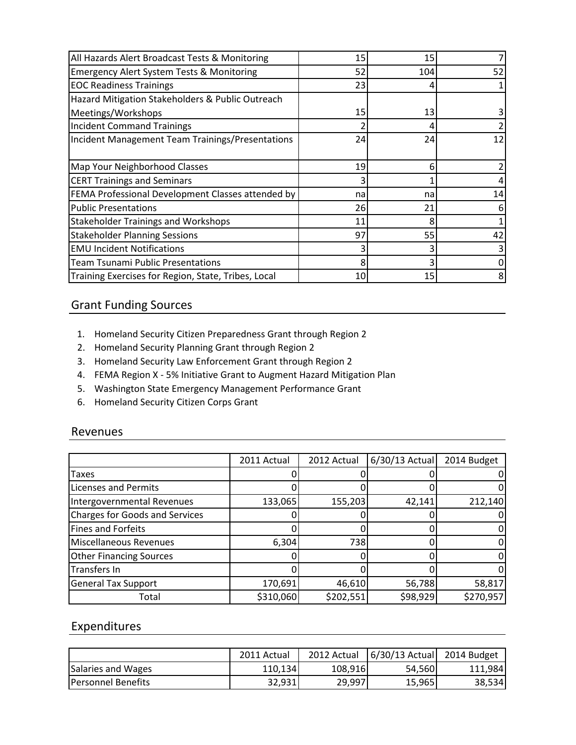| | | | |
|---|---|---|---|
| All Hazards Alert Broadcast Tests & Monitoring | 15 | 15 | 7 |
| Emergency Alert System Tests & Monitoring | 52 | 104 | 52 |
| EOC Readiness Trainings | 23 | 4 | 1 |
| Hazard Mitigation Stakeholders & Public Outreach Meetings/Workshops | 15 | 13 | 3 |
| Incident Command Trainings | 2 | 4 | 2 |
| Incident Management Team Trainings/Presentations | 24 | 24 | 12 |
| Map Your Neighborhood Classes | 19 | 6 | 2 |
| CERT Trainings and Seminars | 3 | 1 | 4 |
| FEMA Professional Development Classes attended by | na | na | 14 |
| Public Presentations | 26 | 21 | 6 |
| Stakeholder Trainings and Workshops | 11 | 8 | 1 |
| Stakeholder Planning Sessions | 97 | 55 | 42 |
| EMU Incident Notifications | 3 | 3 | 3 |
| Team Tsunami Public Presentations | 8 | 3 | 0 |
| Training Exercises for Region, State, Tribes, Local | 10 | 15 | 8 |

## Grant Funding Sources

1. Homeland Security Citizen Preparedness Grant through Region 2
2. Homeland Security Planning Grant through Region 2
3. Homeland Security Law Enforcement Grant through Region 2
4. FEMA Region X - 5% Initiative Grant to Augment Hazard Mitigation Plan
5. Washington State Emergency Management Performance Grant
6. Homeland Security Citizen Corps Grant

## Revenues

| | 2011 Actual | 2012 Actual | 6/30/13 Actual | 2014 Budget |
|---|---|---|---|---|
| Taxes | 0 | 0 | 0 | 0 |
| Licenses and Permits | 0 | 0 | 0 | 0 |
| Intergovernmental Revenues | 133,065 | 155,203 | 42,141 | 212,140 |
| Charges for Goods and Services | 0 | 0 | 0 | 0 |
| Fines and Forfeits | 0 | 0 | 0 | 0 |
| Miscellaneous Revenues | 6,304 | 738 | 0 | 0 |
| Other Financing Sources | 0 | 0 | 0 | 0 |
| Transfers In | 0 | 0 | 0 | 0 |
| General Tax Support | 170,691 | 46,610 | 56,788 | 58,817 |
| Total | $310,060 | $202,551 | $98,929 | $270,957 |

## Expenditures

| | 2011 Actual | 2012 Actual | 6/30/13 Actual | 2014 Budget |
|---|---|---|---|---|
| Salaries and Wages | 110,134 | 108,916 | 54,560 | 111,984 |
| Personnel Benefits | 32,931 | 29,997 | 15,965 | 38,534 |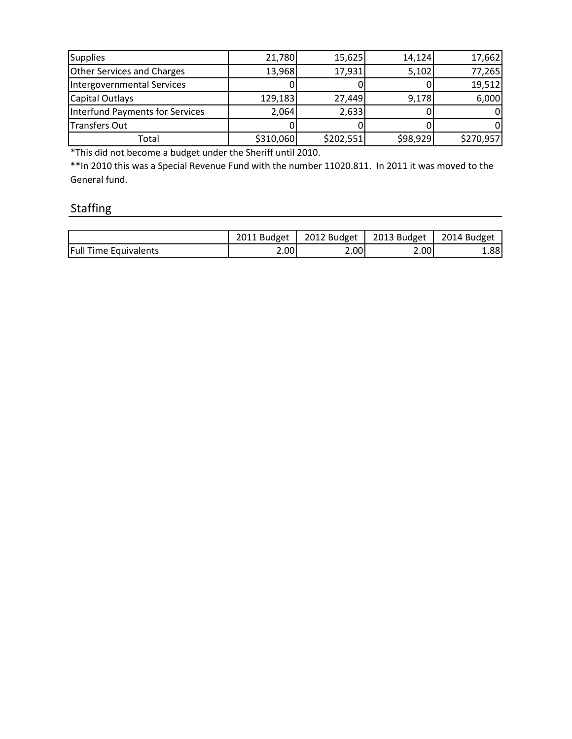| | | | | |
|---|---|---|---|---|
| Supplies | 21,780 | 15,625 | 14,124 | 17,662 |
| Other Services and Charges | 13,968 | 17,931 | 5,102 | 77,265 |
| Intergovernmental Services | 0 | 0 | 0 | 19,512 |
| Capital Outlays | 129,183 | 27,449 | 9,178 | 6,000 |
| Interfund Payments for Services | 2,064 | 2,633 | 0 | 0 |
| Transfers Out | 0 | 0 | 0 | 0 |
| Total | $310,060 | $202,551 | $98,929 | $270,957 |

*This did not become a budget under the Sheriff until 2010.

**In 2010 this was a Special Revenue Fund with the number 11020.811. In 2011 it was moved to the General fund.

## Staffing

| | 2011 Budget | 2012 Budget | 2013 Budget | 2014 Budget |
|---|---|---|---|---|
| Full Time Equivalents | 2.00 | 2.00 | 2.00 | 1.88 |